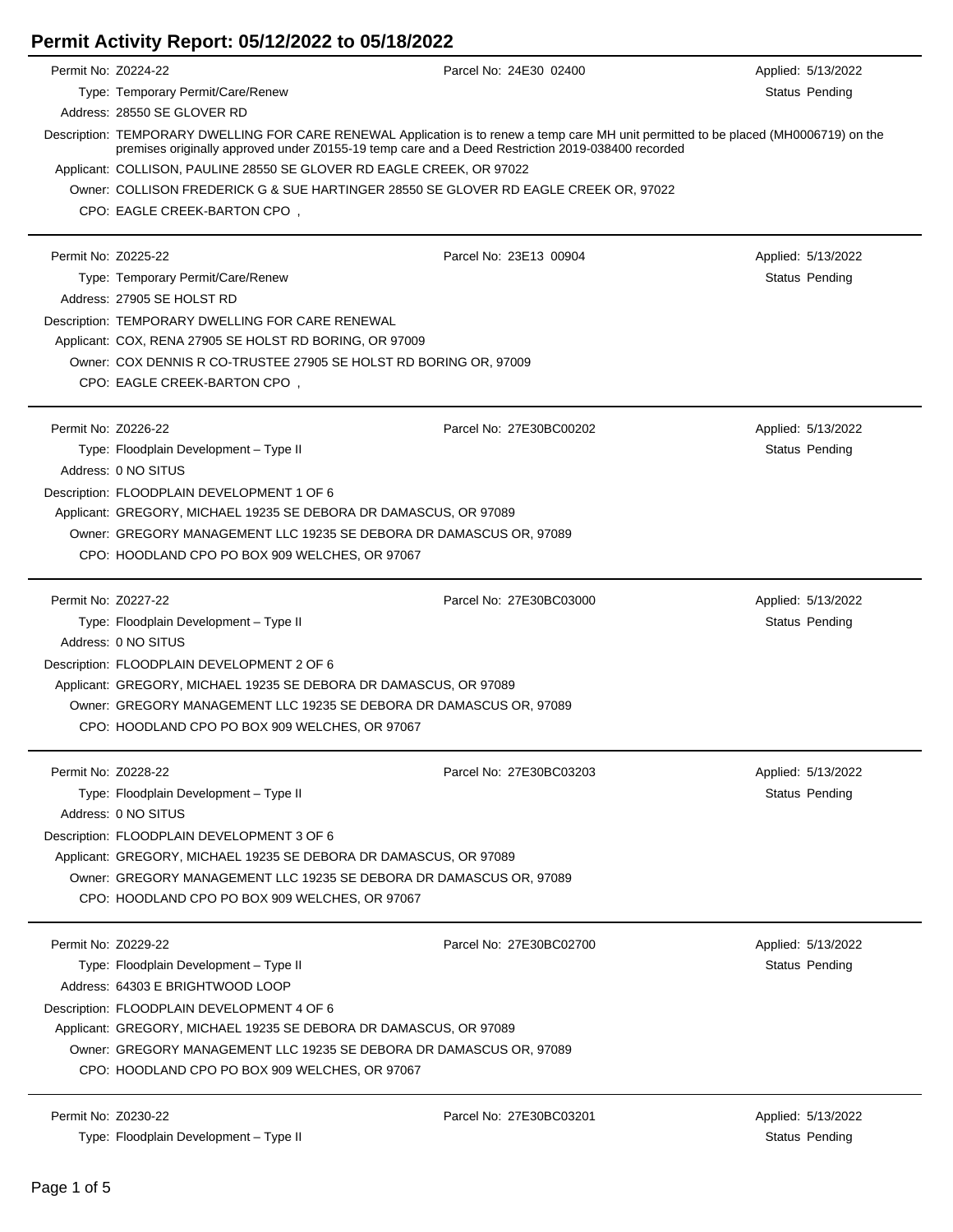# Permit Activity Report: 05/12/2022 to 05/18/2022

---

Permit No: Z0224-22 | Parcel No: 24E30 02400 | Applied: 5/13/2022

Type: Temporary Permit/Care/Renew | Status Pending

Address: 28550 SE GLOVER RD

Description: TEMPORARY DWELLING FOR CARE RENEWAL Application is to renew a temp care MH unit permitted to be placed (MH0006719) on the premises originally approved under Z0155-19 temp care and a Deed Restriction 2019-038400 recorded

Applicant: COLLISON, PAULINE 28550 SE GLOVER RD EAGLE CREEK, OR 97022

Owner: COLLISON FREDERICK G & SUE HARTINGER 28550 SE GLOVER RD EAGLE CREEK OR, 97022

CPO: EAGLE CREEK-BARTON CPO ,

---

Permit No: Z0225-22 | Parcel No: 23E13 00904 | Applied: 5/13/2022

Type: Temporary Permit/Care/Renew | Status Pending

Address: 27905 SE HOLST RD

Description: TEMPORARY DWELLING FOR CARE RENEWAL

Applicant: COX, RENA 27905 SE HOLST RD BORING, OR 97009

Owner: COX DENNIS R CO-TRUSTEE 27905 SE HOLST RD BORING OR, 97009

CPO: EAGLE CREEK-BARTON CPO ,

---

Permit No: Z0226-22 | Parcel No: 27E30BC00202 | Applied: 5/13/2022

Type: Floodplain Development – Type II | Status Pending

Address: 0 NO SITUS

Description: FLOODPLAIN DEVELOPMENT 1 OF 6

Applicant: GREGORY, MICHAEL 19235 SE DEBORA DR DAMASCUS, OR 97089

Owner: GREGORY MANAGEMENT LLC 19235 SE DEBORA DR DAMASCUS OR, 97089

CPO: HOODLAND CPO PO BOX 909 WELCHES, OR 97067

---

Permit No: Z0227-22 | Parcel No: 27E30BC03000 | Applied: 5/13/2022

Type: Floodplain Development – Type II | Status Pending

Address: 0 NO SITUS

Description: FLOODPLAIN DEVELOPMENT 2 OF 6

Applicant: GREGORY, MICHAEL 19235 SE DEBORA DR DAMASCUS, OR 97089

Owner: GREGORY MANAGEMENT LLC 19235 SE DEBORA DR DAMASCUS OR, 97089

CPO: HOODLAND CPO PO BOX 909 WELCHES, OR 97067

---

Permit No: Z0228-22 | Parcel No: 27E30BC03203 | Applied: 5/13/2022

Type: Floodplain Development – Type II | Status Pending

Address: 0 NO SITUS

Description: FLOODPLAIN DEVELOPMENT 3 OF 6

Applicant: GREGORY, MICHAEL 19235 SE DEBORA DR DAMASCUS, OR 97089

Owner: GREGORY MANAGEMENT LLC 19235 SE DEBORA DR DAMASCUS OR, 97089

CPO: HOODLAND CPO PO BOX 909 WELCHES, OR 97067

---

Permit No: Z0229-22 | Parcel No: 27E30BC02700 | Applied: 5/13/2022

Type: Floodplain Development – Type II | Status Pending

Address: 64303 E BRIGHTWOOD LOOP

Description: FLOODPLAIN DEVELOPMENT 4 OF 6

Applicant: GREGORY, MICHAEL 19235 SE DEBORA DR DAMASCUS, OR 97089

Owner: GREGORY MANAGEMENT LLC 19235 SE DEBORA DR DAMASCUS OR, 97089

CPO: HOODLAND CPO PO BOX 909 WELCHES, OR 97067

---

Permit No: Z0230-22 | Parcel No: 27E30BC03201 | Applied: 5/13/2022

Type: Floodplain Development – Type II | Status Pending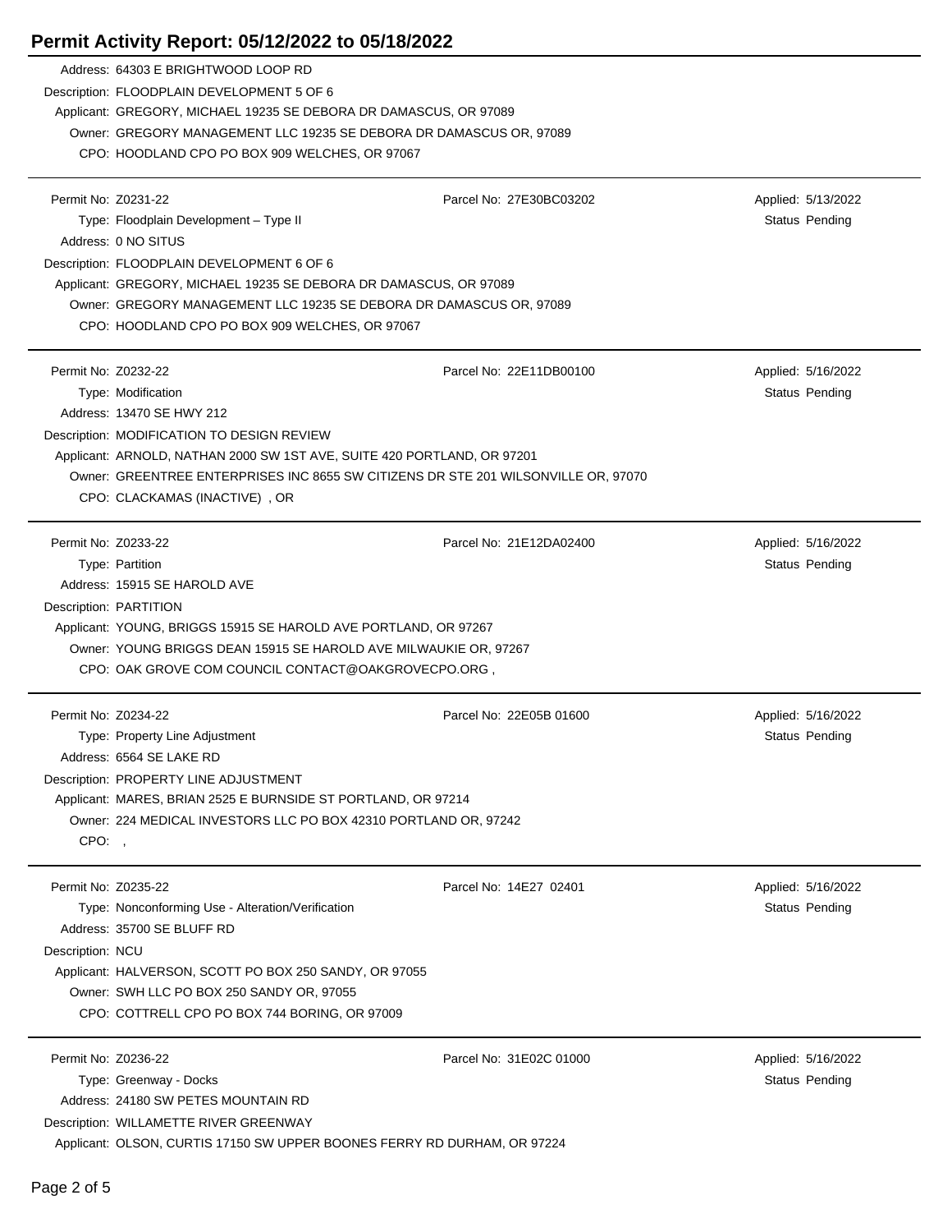# Permit Activity Report: 05/12/2022 to 05/18/2022

Address: 64303 E BRIGHTWOOD LOOP RD
Description: FLOODPLAIN DEVELOPMENT 5 OF 6
Applicant: GREGORY, MICHAEL 19235 SE DEBORA DR DAMASCUS, OR 97089
Owner: GREGORY MANAGEMENT LLC 19235 SE DEBORA DR DAMASCUS OR, 97089
CPO: HOODLAND CPO PO BOX 909 WELCHES, OR 97067

---

Permit No: Z0231-22 | Parcel No: 27E30BC03202 | Applied: 5/13/2022
Type: Floodplain Development – Type II | Status Pending
Address: 0 NO SITUS
Description: FLOODPLAIN DEVELOPMENT 6 OF 6
Applicant: GREGORY, MICHAEL 19235 SE DEBORA DR DAMASCUS, OR 97089
Owner: GREGORY MANAGEMENT LLC 19235 SE DEBORA DR DAMASCUS OR, 97089
CPO: HOODLAND CPO PO BOX 909 WELCHES, OR 97067

---

Permit No: Z0232-22 | Parcel No: 22E11DB00100 | Applied: 5/16/2022
Type: Modification | Status Pending
Address: 13470 SE HWY 212
Description: MODIFICATION TO DESIGN REVIEW
Applicant: ARNOLD, NATHAN 2000 SW 1ST AVE, SUITE 420 PORTLAND, OR 97201
Owner: GREENTREE ENTERPRISES INC 8655 SW CITIZENS DR STE 201 WILSONVILLE OR, 97070
CPO: CLACKAMAS (INACTIVE) , OR

---

Permit No: Z0233-22 | Parcel No: 21E12DA02400 | Applied: 5/16/2022
Type: Partition | Status Pending
Address: 15915 SE HAROLD AVE
Description: PARTITION
Applicant: YOUNG, BRIGGS 15915 SE HAROLD AVE PORTLAND, OR 97267
Owner: YOUNG BRIGGS DEAN 15915 SE HAROLD AVE MILWAUKIE OR, 97267
CPO: OAK GROVE COM COUNCIL CONTACT@OAKGROVECPO.ORG ,

---

Permit No: Z0234-22 | Parcel No: 22E05B 01600 | Applied: 5/16/2022
Type: Property Line Adjustment | Status Pending
Address: 6564 SE LAKE RD
Description: PROPERTY LINE ADJUSTMENT
Applicant: MARES, BRIAN 2525 E BURNSIDE ST PORTLAND, OR 97214
Owner: 224 MEDICAL INVESTORS LLC PO BOX 42310 PORTLAND OR, 97242
CPO: ,

---

Permit No: Z0235-22 | Parcel No: 14E27 02401 | Applied: 5/16/2022
Type: Nonconforming Use - Alteration/Verification | Status Pending
Address: 35700 SE BLUFF RD
Description: NCU
Applicant: HALVERSON, SCOTT PO BOX 250 SANDY, OR 97055
Owner: SWH LLC PO BOX 250 SANDY OR, 97055
CPO: COTTRELL CPO PO BOX 744 BORING, OR 97009

---

Permit No: Z0236-22 | Parcel No: 31E02C 01000 | Applied: 5/16/2022
Type: Greenway - Docks | Status Pending
Address: 24180 SW PETES MOUNTAIN RD
Description: WILLAMETTE RIVER GREENWAY
Applicant: OLSON, CURTIS 17150 SW UPPER BOONES FERRY RD DURHAM, OR 97224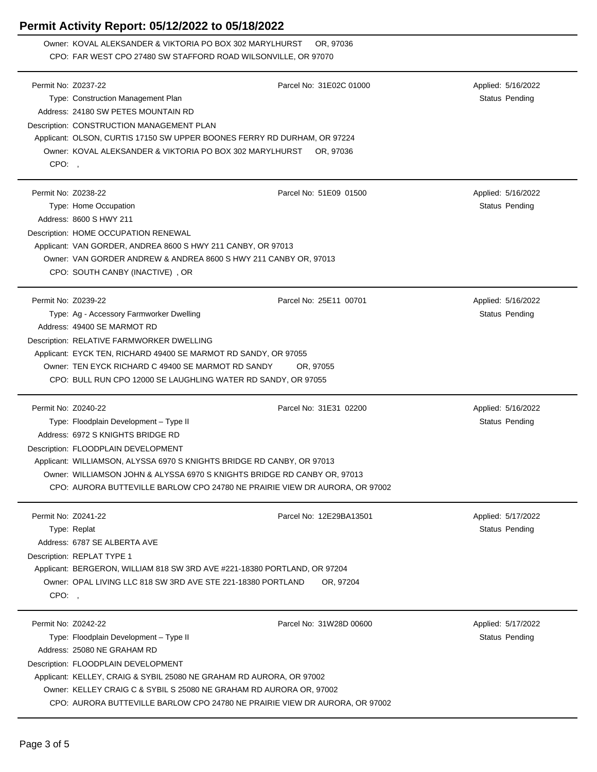# Permit Activity Report: 05/12/2022 to 05/18/2022

Owner: KOVAL ALEKSANDER & VIKTORIA PO BOX 302 MARYLHURST OR, 97036
CPO: FAR WEST CPO 27480 SW STAFFORD ROAD WILSONVILLE, OR 97070

---

Permit No: Z0237-22 | Parcel No: 31E02C 01000 | Applied: 5/16/2022
Type: Construction Management Plan | Status Pending
Address: 24180 SW PETES MOUNTAIN RD
Description: CONSTRUCTION MANAGEMENT PLAN
Applicant: OLSON, CURTIS 17150 SW UPPER BOONES FERRY RD DURHAM, OR 97224
Owner: KOVAL ALEKSANDER & VIKTORIA PO BOX 302 MARYLHURST OR, 97036
CPO: ,

---

Permit No: Z0238-22 | Parcel No: 51E09 01500 | Applied: 5/16/2022
Type: Home Occupation | Status Pending
Address: 8600 S HWY 211
Description: HOME OCCUPATION RENEWAL
Applicant: VAN GORDER, ANDREA 8600 S HWY 211 CANBY, OR 97013
Owner: VAN GORDER ANDREW & ANDREA 8600 S HWY 211 CANBY OR, 97013
CPO: SOUTH CANBY (INACTIVE) , OR

---

Permit No: Z0239-22 | Parcel No: 25E11 00701 | Applied: 5/16/2022
Type: Ag - Accessory Farmworker Dwelling | Status Pending
Address: 49400 SE MARMOT RD
Description: RELATIVE FARMWORKER DWELLING
Applicant: EYCK TEN, RICHARD 49400 SE MARMOT RD SANDY, OR 97055
Owner: TEN EYCK RICHARD C 49400 SE MARMOT RD SANDY OR, 97055
CPO: BULL RUN CPO 12000 SE LAUGHLING WATER RD SANDY, OR 97055

---

Permit No: Z0240-22 | Parcel No: 31E31 02200 | Applied: 5/16/2022
Type: Floodplain Development – Type II | Status Pending
Address: 6972 S KNIGHTS BRIDGE RD
Description: FLOODPLAIN DEVELOPMENT
Applicant: WILLIAMSON, ALYSSA 6970 S KNIGHTS BRIDGE RD CANBY, OR 97013
Owner: WILLIAMSON JOHN & ALYSSA 6970 S KNIGHTS BRIDGE RD CANBY OR, 97013
CPO: AURORA BUTTEVILLE BARLOW CPO 24780 NE PRAIRIE VIEW DR AURORA, OR 97002

---

Permit No: Z0241-22 | Parcel No: 12E29BA13501 | Applied: 5/17/2022
Type: Replat | Status Pending
Address: 6787 SE ALBERTA AVE
Description: REPLAT TYPE 1
Applicant: BERGERON, WILLIAM 818 SW 3RD AVE #221-18380 PORTLAND, OR 97204
Owner: OPAL LIVING LLC 818 SW 3RD AVE STE 221-18380 PORTLAND OR, 97204
CPO: ,

---

Permit No: Z0242-22 | Parcel No: 31W28D 00600 | Applied: 5/17/2022
Type: Floodplain Development – Type II | Status Pending
Address: 25080 NE GRAHAM RD
Description: FLOODPLAIN DEVELOPMENT
Applicant: KELLEY, CRAIG & SYBIL 25080 NE GRAHAM RD AURORA, OR 97002
Owner: KELLEY CRAIG C & SYBIL S 25080 NE GRAHAM RD AURORA OR, 97002
CPO: AURORA BUTTEVILLE BARLOW CPO 24780 NE PRAIRIE VIEW DR AURORA, OR 97002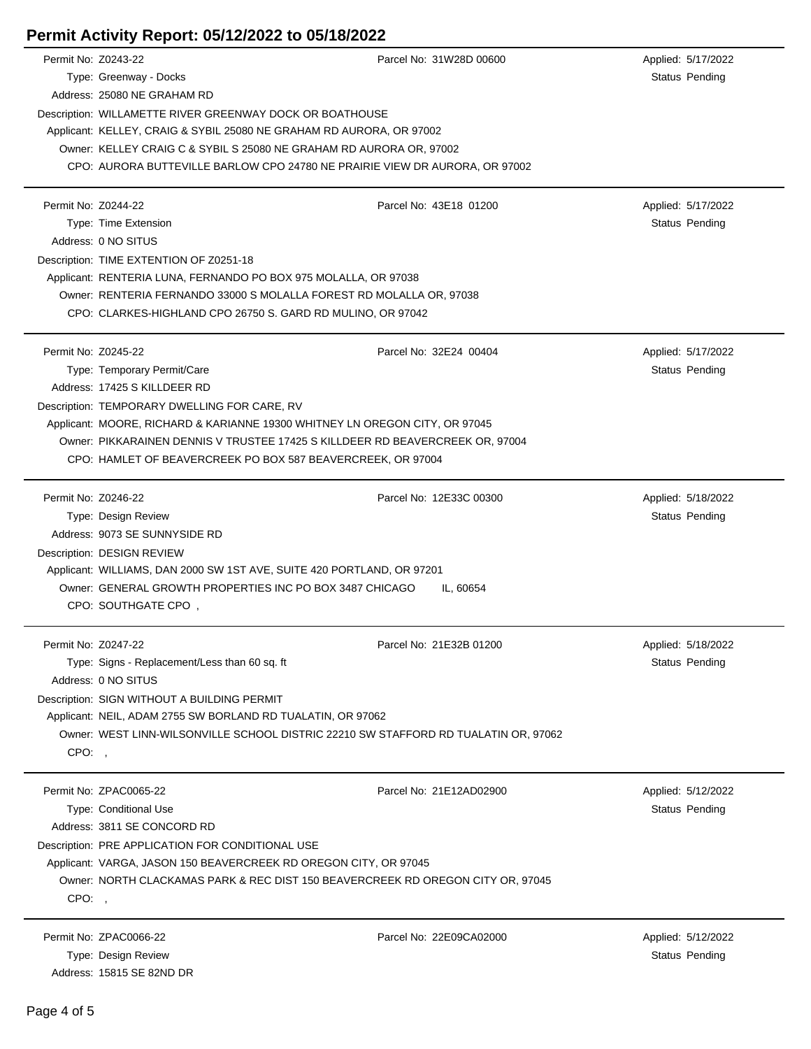# Permit Activity Report: 05/12/2022 to 05/18/2022

Permit No: Z0243-22
Parcel No: 31W28D 00600
Applied: 5/17/2022
Type: Greenway - Docks
Status Pending
Address: 25080 NE GRAHAM RD
Description: WILLAMETTE RIVER GREENWAY DOCK OR BOATHOUSE
Applicant: KELLEY, CRAIG & SYBIL 25080 NE GRAHAM RD AURORA, OR 97002
Owner: KELLEY CRAIG C & SYBIL S 25080 NE GRAHAM RD AURORA OR, 97002
CPO: AURORA BUTTEVILLE BARLOW CPO 24780 NE PRAIRIE VIEW DR AURORA, OR 97002

---

Permit No: Z0244-22
Parcel No: 43E18 01200
Applied: 5/17/2022
Type: Time Extension
Status Pending
Address: 0 NO SITUS
Description: TIME EXTENTION OF Z0251-18
Applicant: RENTERIA LUNA, FERNANDO PO BOX 975 MOLALLA, OR 97038
Owner: RENTERIA FERNANDO 33000 S MOLALLA FOREST RD MOLALLA OR, 97038
CPO: CLARKES-HIGHLAND CPO 26750 S. GARD RD MULINO, OR 97042

---

Permit No: Z0245-22
Parcel No: 32E24 00404
Applied: 5/17/2022
Type: Temporary Permit/Care
Status Pending
Address: 17425 S KILLDEER RD
Description: TEMPORARY DWELLING FOR CARE, RV
Applicant: MOORE, RICHARD & KARIANNE 19300 WHITNEY LN OREGON CITY, OR 97045
Owner: PIKKARAINEN DENNIS V TRUSTEE 17425 S KILLDEER RD BEAVERCREEK OR, 97004
CPO: HAMLET OF BEAVERCREEK PO BOX 587 BEAVERCREEK, OR 97004

---

Permit No: Z0246-22
Parcel No: 12E33C 00300
Applied: 5/18/2022
Type: Design Review
Status Pending
Address: 9073 SE SUNNYSIDE RD
Description: DESIGN REVIEW
Applicant: WILLIAMS, DAN 2000 SW 1ST AVE, SUITE 420 PORTLAND, OR 97201
Owner: GENERAL GROWTH PROPERTIES INC PO BOX 3487 CHICAGO IL, 60654
CPO: SOUTHGATE CPO ,

---

Permit No: Z0247-22
Parcel No: 21E32B 01200
Applied: 5/18/2022
Type: Signs - Replacement/Less than 60 sq. ft
Status Pending
Address: 0 NO SITUS
Description: SIGN WITHOUT A BUILDING PERMIT
Applicant: NEIL, ADAM 2755 SW BORLAND RD TUALATIN, OR 97062
Owner: WEST LINN-WILSONVILLE SCHOOL DISTRIC 22210 SW STAFFORD RD TUALATIN OR, 97062
CPO: ,

---

Permit No: ZPAC0065-22
Parcel No: 21E12AD02900
Applied: 5/12/2022
Type: Conditional Use
Status Pending
Address: 3811 SE CONCORD RD
Description: PRE APPLICATION FOR CONDITIONAL USE
Applicant: VARGA, JASON 150 BEAVERCREEK RD OREGON CITY, OR 97045
Owner: NORTH CLACKAMAS PARK & REC DIST 150 BEAVERCREEK RD OREGON CITY OR, 97045
CPO: ,

---

Permit No: ZPAC0066-22
Parcel No: 22E09CA02000
Applied: 5/12/2022
Type: Design Review
Status Pending
Address: 15815 SE 82ND DR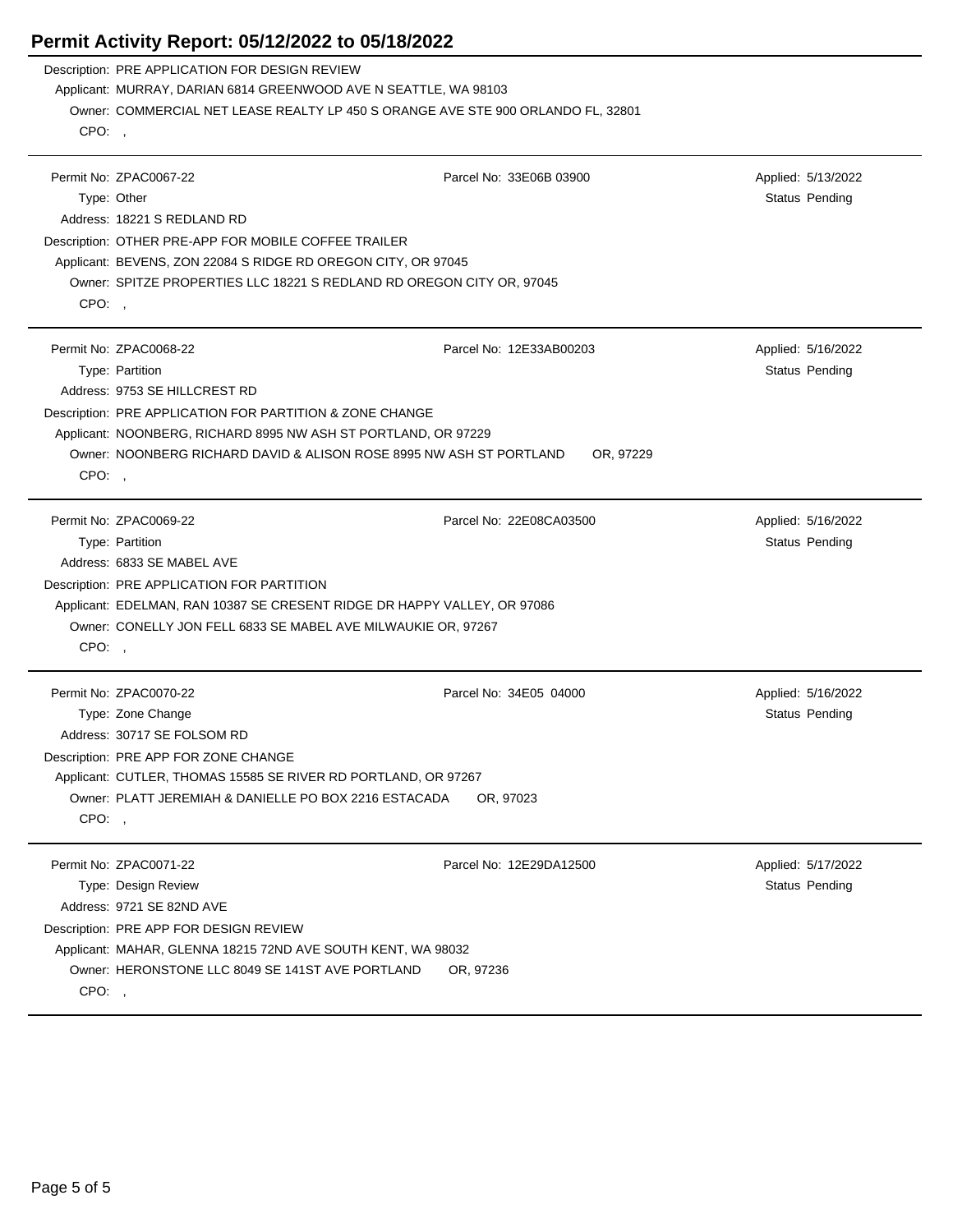# Permit Activity Report: 05/12/2022 to 05/18/2022

Description: PRE APPLICATION FOR DESIGN REVIEW
Applicant: MURRAY, DARIAN 6814 GREENWOOD AVE N SEATTLE, WA 98103
Owner: COMMERCIAL NET LEASE REALTY LP 450 S ORANGE AVE STE 900 ORLANDO FL, 32801
CPO: ,

---

Permit No: ZPAC0067-22 | Parcel No: 33E06B 03900 | Applied: 5/13/2022
Type: Other | Status Pending
Address: 18221 S REDLAND RD
Description: OTHER PRE-APP FOR MOBILE COFFEE TRAILER
Applicant: BEVENS, ZON 22084 S RIDGE RD OREGON CITY, OR 97045
Owner: SPITZE PROPERTIES LLC 18221 S REDLAND RD OREGON CITY OR, 97045
CPO: ,

---

Permit No: ZPAC0068-22 | Parcel No: 12E33AB00203 | Applied: 5/16/2022
Type: Partition | Status Pending
Address: 9753 SE HILLCREST RD
Description: PRE APPLICATION FOR PARTITION & ZONE CHANGE
Applicant: NOONBERG, RICHARD 8995 NW ASH ST PORTLAND, OR 97229
Owner: NOONBERG RICHARD DAVID & ALISON ROSE 8995 NW ASH ST PORTLAND OR, 97229
CPO: ,

---

Permit No: ZPAC0069-22 | Parcel No: 22E08CA03500 | Applied: 5/16/2022
Type: Partition | Status Pending
Address: 6833 SE MABEL AVE
Description: PRE APPLICATION FOR PARTITION
Applicant: EDELMAN, RAN 10387 SE CRESENT RIDGE DR HAPPY VALLEY, OR 97086
Owner: CONELLY JON FELL 6833 SE MABEL AVE MILWAUKIE OR, 97267
CPO: ,

---

Permit No: ZPAC0070-22 | Parcel No: 34E05 04000 | Applied: 5/16/2022
Type: Zone Change | Status Pending
Address: 30717 SE FOLSOM RD
Description: PRE APP FOR ZONE CHANGE
Applicant: CUTLER, THOMAS 15585 SE RIVER RD PORTLAND, OR 97267
Owner: PLATT JEREMIAH & DANIELLE PO BOX 2216 ESTACADA OR, 97023
CPO: ,

---

Permit No: ZPAC0071-22 | Parcel No: 12E29DA12500 | Applied: 5/17/2022
Type: Design Review | Status Pending
Address: 9721 SE 82ND AVE
Description: PRE APP FOR DESIGN REVIEW
Applicant: MAHAR, GLENNA 18215 72ND AVE SOUTH KENT, WA 98032
Owner: HERONSTONE LLC 8049 SE 141ST AVE PORTLAND OR, 97236
CPO: ,